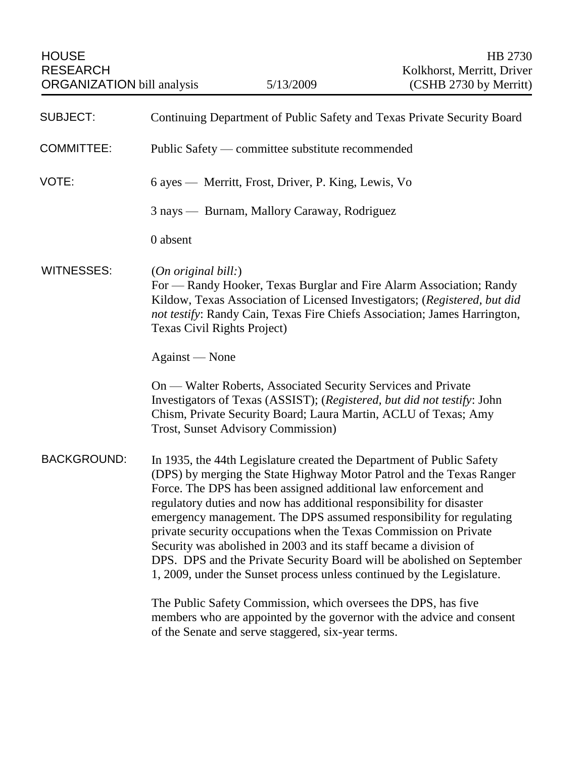HOUSE RESEARCH ORGANIZATION bill analysis — 5/13/2009 — HB 2730 — Kolkhorst, Merritt, Driver (CSHB 2730 by Merritt)

**SUBJECT:** Continuing Department of Public Safety and Texas Private Security Board

**COMMITTEE:** Public Safety — committee substitute recommended

**VOTE:** 6 ayes — Merritt, Frost, Driver, P. King, Lewis, Vo

3 nays — Burnam, Mallory Caraway, Rodriguez

0 absent

**WITNESSES:** (*On original bill:*)
For — Randy Hooker, Texas Burglar and Fire Alarm Association; Randy Kildow, Texas Association of Licensed Investigators; (*Registered, but did not testify*: Randy Cain, Texas Fire Chiefs Association; James Harrington, Texas Civil Rights Project)

Against — None

On — Walter Roberts, Associated Security Services and Private Investigators of Texas (ASSIST); (*Registered, but did not testify*: John Chism, Private Security Board; Laura Martin, ACLU of Texas; Amy Trost, Sunset Advisory Commission)

**BACKGROUND:** In 1935, the 44th Legislature created the Department of Public Safety (DPS) by merging the State Highway Motor Patrol and the Texas Ranger Force. The DPS has been assigned additional law enforcement and regulatory duties and now has additional responsibility for disaster emergency management. The DPS assumed responsibility for regulating private security occupations when the Texas Commission on Private Security was abolished in 2003 and its staff became a division of DPS. DPS and the Private Security Board will be abolished on September 1, 2009, under the Sunset process unless continued by the Legislature.

The Public Safety Commission, which oversees the DPS, has five members who are appointed by the governor with the advice and consent of the Senate and serve staggered, six-year terms.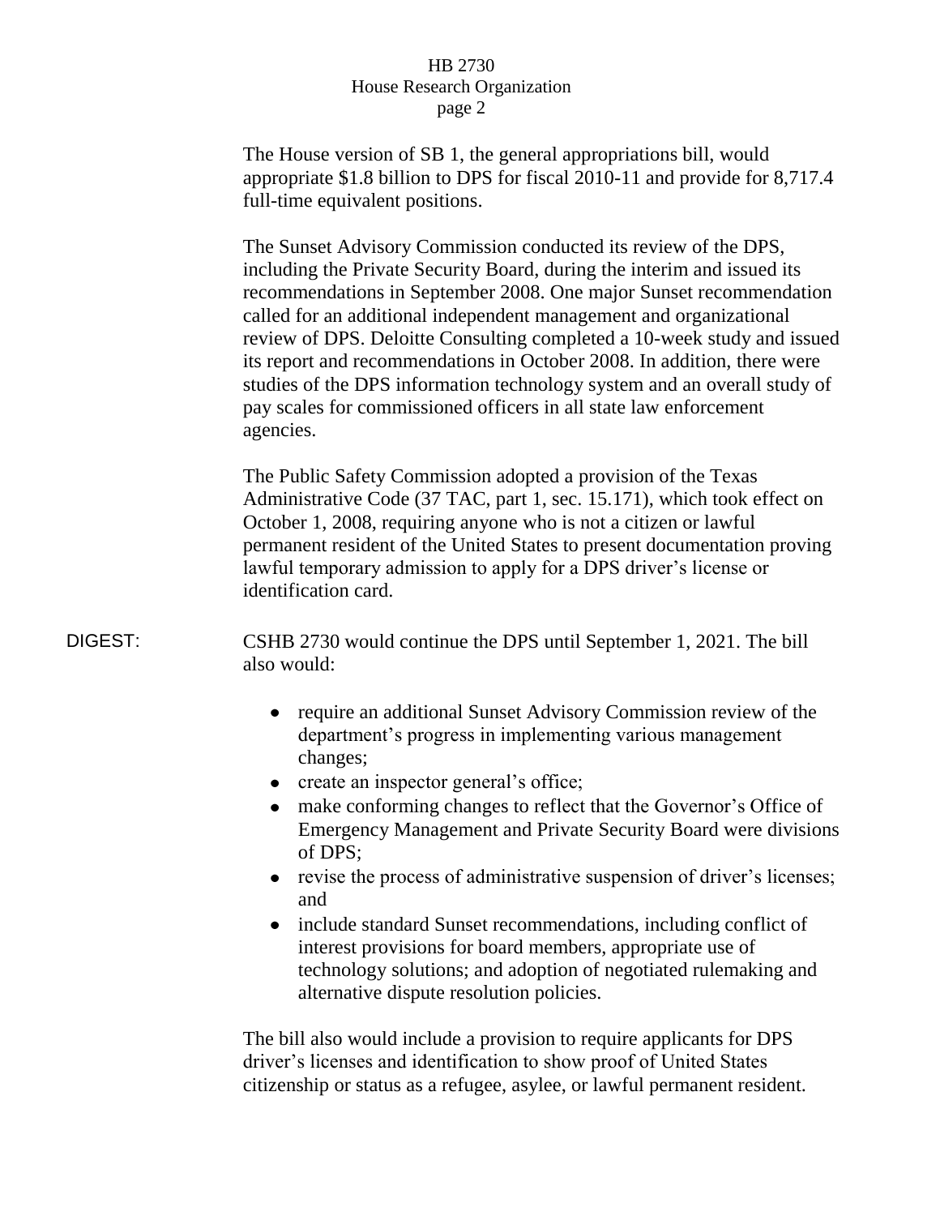The House version of SB 1, the general appropriations bill, would appropriate $1.8 billion to DPS for fiscal 2010-11 and provide for 8,717.4 full-time equivalent positions.

The Sunset Advisory Commission conducted its review of the DPS, including the Private Security Board, during the interim and issued its recommendations in September 2008. One major Sunset recommendation called for an additional independent management and organizational review of DPS. Deloitte Consulting completed a 10-week study and issued its report and recommendations in October 2008. In addition, there were studies of the DPS information technology system and an overall study of pay scales for commissioned officers in all state law enforcement agencies.

The Public Safety Commission adopted a provision of the Texas Administrative Code (37 TAC, part 1, sec. 15.171), which took effect on October 1, 2008, requiring anyone who is not a citizen or lawful permanent resident of the United States to present documentation proving lawful temporary admission to apply for a DPS driver's license or identification card.

DIGEST: CSHB 2730 would continue the DPS until September 1, 2021. The bill also would:

- require an additional Sunset Advisory Commission review of the department's progress in implementing various management changes;
- create an inspector general's office;
- make conforming changes to reflect that the Governor's Office of Emergency Management and Private Security Board were divisions of DPS;
- revise the process of administrative suspension of driver's licenses; and
- include standard Sunset recommendations, including conflict of interest provisions for board members, appropriate use of technology solutions; and adoption of negotiated rulemaking and alternative dispute resolution policies.

The bill also would include a provision to require applicants for DPS driver's licenses and identification to show proof of United States citizenship or status as a refugee, asylee, or lawful permanent resident.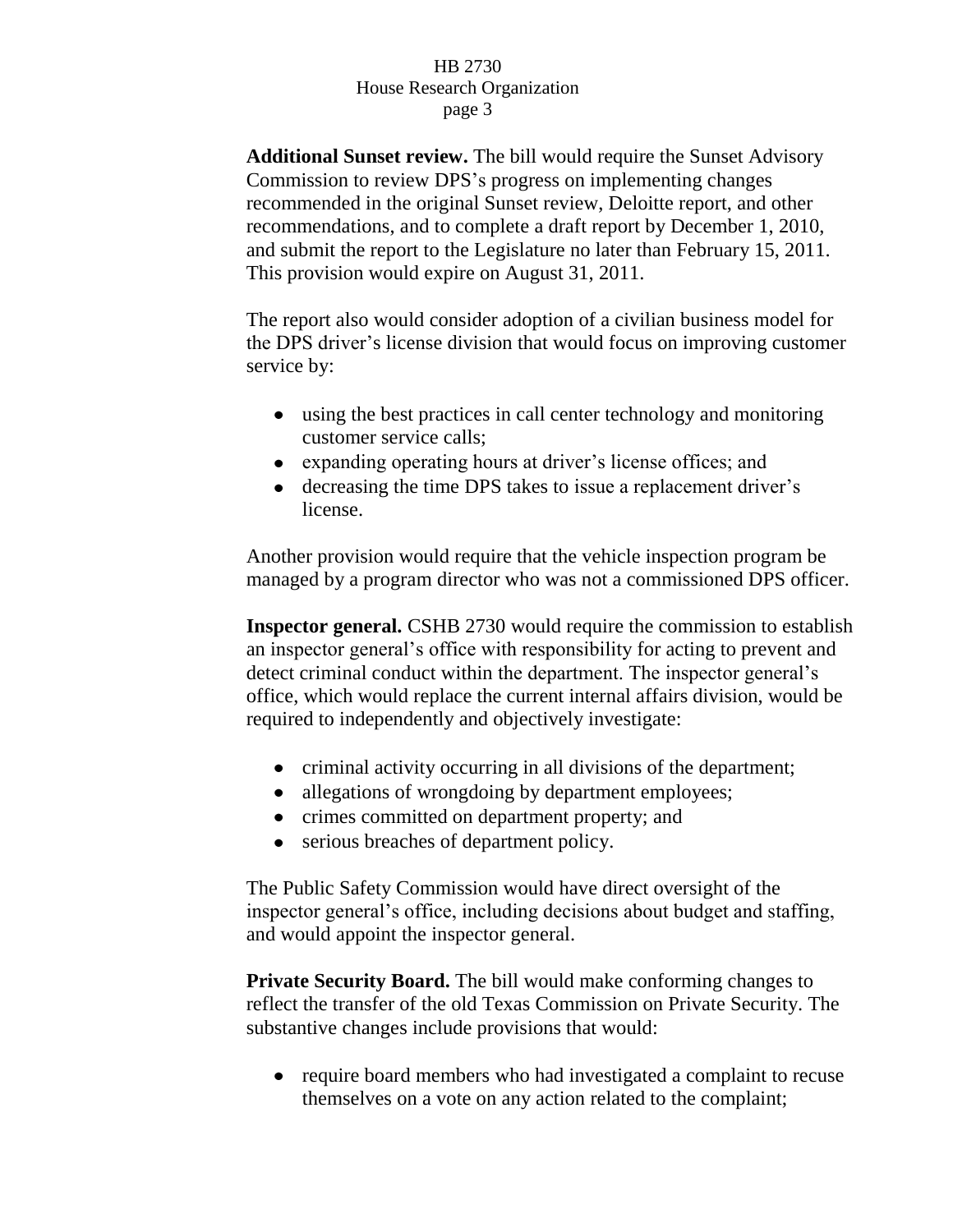**Additional Sunset review.** The bill would require the Sunset Advisory Commission to review DPS's progress on implementing changes recommended in the original Sunset review, Deloitte report, and other recommendations, and to complete a draft report by December 1, 2010, and submit the report to the Legislature no later than February 15, 2011. This provision would expire on August 31, 2011.

The report also would consider adoption of a civilian business model for the DPS driver's license division that would focus on improving customer service by:

- using the best practices in call center technology and monitoring customer service calls;
- expanding operating hours at driver's license offices; and
- decreasing the time DPS takes to issue a replacement driver's license.

Another provision would require that the vehicle inspection program be managed by a program director who was not a commissioned DPS officer.

**Inspector general.** CSHB 2730 would require the commission to establish an inspector general's office with responsibility for acting to prevent and detect criminal conduct within the department. The inspector general's office, which would replace the current internal affairs division, would be required to independently and objectively investigate:

- criminal activity occurring in all divisions of the department;
- allegations of wrongdoing by department employees;
- crimes committed on department property; and
- serious breaches of department policy.

The Public Safety Commission would have direct oversight of the inspector general's office, including decisions about budget and staffing, and would appoint the inspector general.

**Private Security Board.** The bill would make conforming changes to reflect the transfer of the old Texas Commission on Private Security. The substantive changes include provisions that would:

- require board members who had investigated a complaint to recuse themselves on a vote on any action related to the complaint;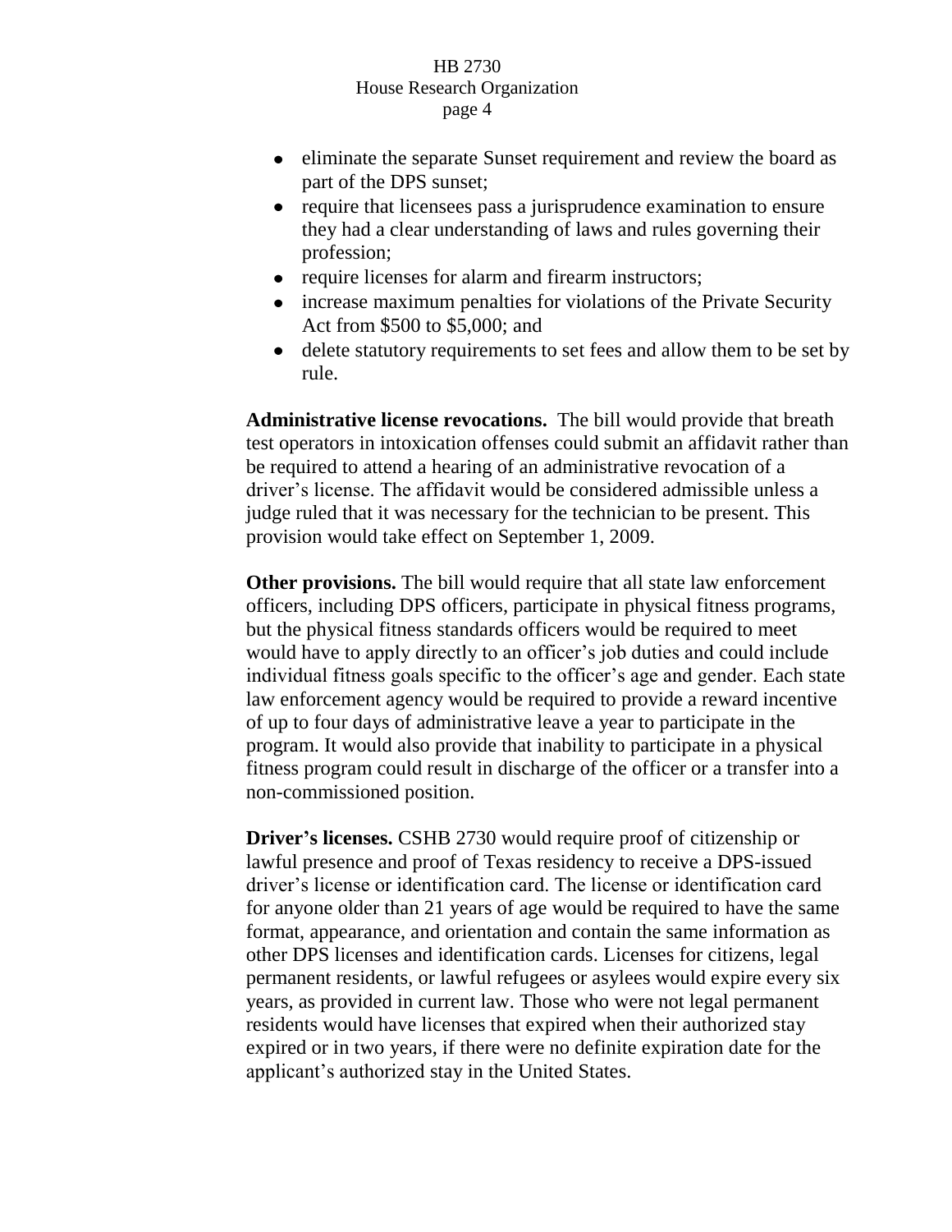- eliminate the separate Sunset requirement and review the board as part of the DPS sunset;
- require that licensees pass a jurisprudence examination to ensure they had a clear understanding of laws and rules governing their profession;
- require licenses for alarm and firearm instructors;
- increase maximum penalties for violations of the Private Security Act from $500 to $5,000; and
- delete statutory requirements to set fees and allow them to be set by rule.

**Administrative license revocations.** The bill would provide that breath test operators in intoxication offenses could submit an affidavit rather than be required to attend a hearing of an administrative revocation of a driver's license. The affidavit would be considered admissible unless a judge ruled that it was necessary for the technician to be present. This provision would take effect on September 1, 2009.

**Other provisions.** The bill would require that all state law enforcement officers, including DPS officers, participate in physical fitness programs, but the physical fitness standards officers would be required to meet would have to apply directly to an officer's job duties and could include individual fitness goals specific to the officer's age and gender. Each state law enforcement agency would be required to provide a reward incentive of up to four days of administrative leave a year to participate in the program. It would also provide that inability to participate in a physical fitness program could result in discharge of the officer or a transfer into a non-commissioned position.

**Driver's licenses.** CSHB 2730 would require proof of citizenship or lawful presence and proof of Texas residency to receive a DPS-issued driver's license or identification card. The license or identification card for anyone older than 21 years of age would be required to have the same format, appearance, and orientation and contain the same information as other DPS licenses and identification cards. Licenses for citizens, legal permanent residents, or lawful refugees or asylees would expire every six years, as provided in current law. Those who were not legal permanent residents would have licenses that expired when their authorized stay expired or in two years, if there were no definite expiration date for the applicant's authorized stay in the United States.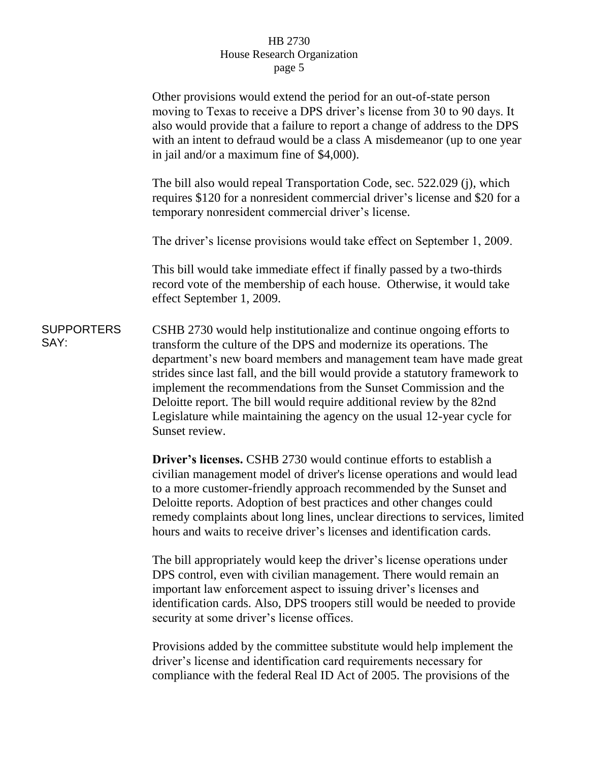Other provisions would extend the period for an out-of-state person moving to Texas to receive a DPS driver's license from 30 to 90 days. It also would provide that a failure to report a change of address to the DPS with an intent to defraud would be a class A misdemeanor (up to one year in jail and/or a maximum fine of $4,000).

The bill also would repeal Transportation Code, sec. 522.029 (j), which requires $120 for a nonresident commercial driver's license and $20 for a temporary nonresident commercial driver's license.

The driver's license provisions would take effect on September 1, 2009.

This bill would take immediate effect if finally passed by a two-thirds record vote of the membership of each house. Otherwise, it would take effect September 1, 2009.

SUPPORTERS SAY:

CSHB 2730 would help institutionalize and continue ongoing efforts to transform the culture of the DPS and modernize its operations. The department's new board members and management team have made great strides since last fall, and the bill would provide a statutory framework to implement the recommendations from the Sunset Commission and the Deloitte report. The bill would require additional review by the 82nd Legislature while maintaining the agency on the usual 12-year cycle for Sunset review.

**Driver's licenses.** CSHB 2730 would continue efforts to establish a civilian management model of driver's license operations and would lead to a more customer-friendly approach recommended by the Sunset and Deloitte reports. Adoption of best practices and other changes could remedy complaints about long lines, unclear directions to services, limited hours and waits to receive driver's licenses and identification cards.

The bill appropriately would keep the driver's license operations under DPS control, even with civilian management. There would remain an important law enforcement aspect to issuing driver's licenses and identification cards. Also, DPS troopers still would be needed to provide security at some driver's license offices.

Provisions added by the committee substitute would help implement the driver's license and identification card requirements necessary for compliance with the federal Real ID Act of 2005. The provisions of the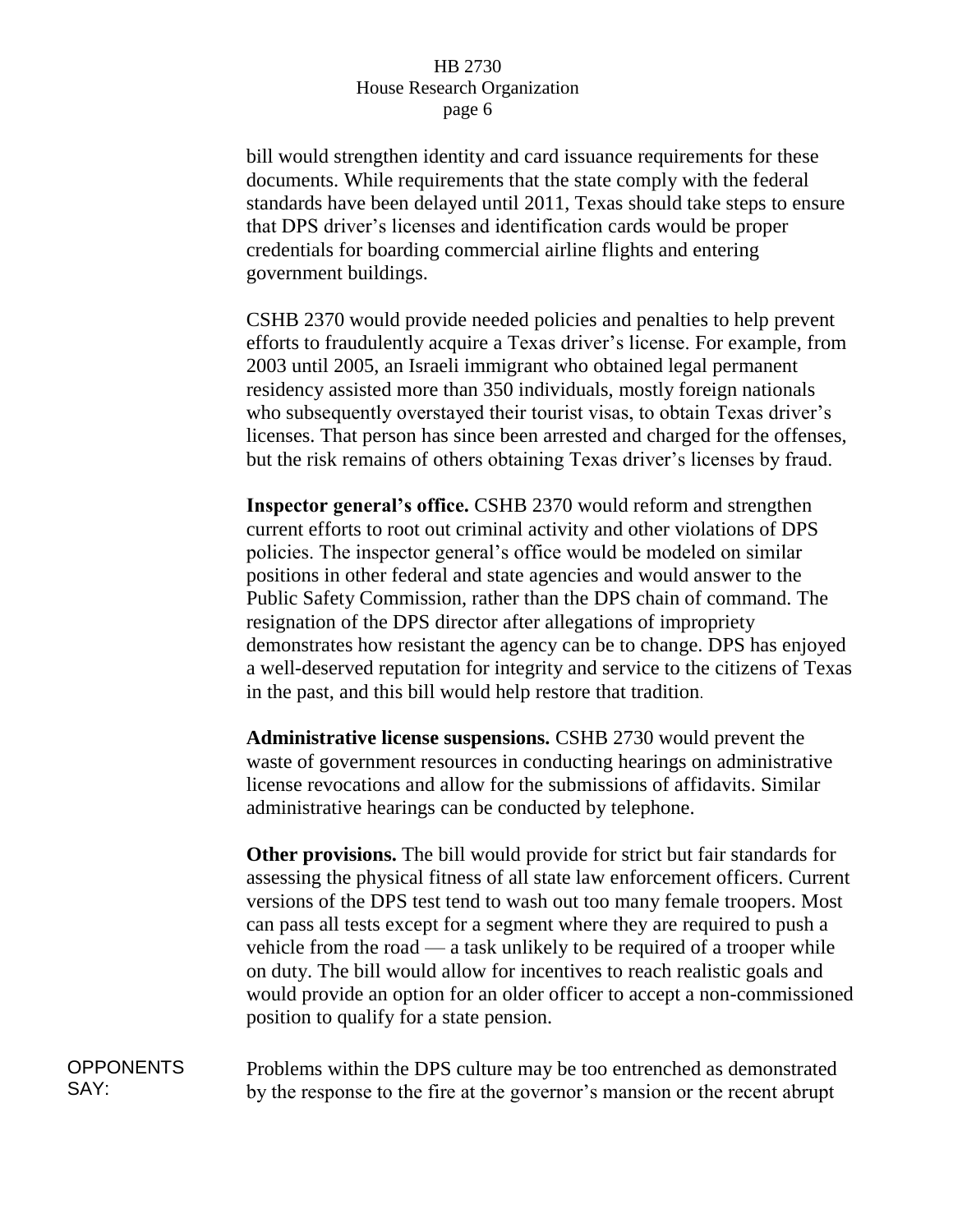bill would strengthen identity and card issuance requirements for these documents. While requirements that the state comply with the federal standards have been delayed until 2011, Texas should take steps to ensure that DPS driver's licenses and identification cards would be proper credentials for boarding commercial airline flights and entering government buildings.

CSHB 2370 would provide needed policies and penalties to help prevent efforts to fraudulently acquire a Texas driver's license. For example, from 2003 until 2005, an Israeli immigrant who obtained legal permanent residency assisted more than 350 individuals, mostly foreign nationals who subsequently overstayed their tourist visas, to obtain Texas driver's licenses. That person has since been arrested and charged for the offenses, but the risk remains of others obtaining Texas driver's licenses by fraud.

**Inspector general's office.** CSHB 2370 would reform and strengthen current efforts to root out criminal activity and other violations of DPS policies. The inspector general's office would be modeled on similar positions in other federal and state agencies and would answer to the Public Safety Commission, rather than the DPS chain of command. The resignation of the DPS director after allegations of impropriety demonstrates how resistant the agency can be to change. DPS has enjoyed a well-deserved reputation for integrity and service to the citizens of Texas in the past, and this bill would help restore that tradition.

**Administrative license suspensions.** CSHB 2730 would prevent the waste of government resources in conducting hearings on administrative license revocations and allow for the submissions of affidavits. Similar administrative hearings can be conducted by telephone.

**Other provisions.** The bill would provide for strict but fair standards for assessing the physical fitness of all state law enforcement officers. Current versions of the DPS test tend to wash out too many female troopers. Most can pass all tests except for a segment where they are required to push a vehicle from the road — a task unlikely to be required of a trooper while on duty. The bill would allow for incentives to reach realistic goals and would provide an option for an older officer to accept a non-commissioned position to qualify for a state pension.

OPPONENTS SAY:

Problems within the DPS culture may be too entrenched as demonstrated by the response to the fire at the governor's mansion or the recent abrupt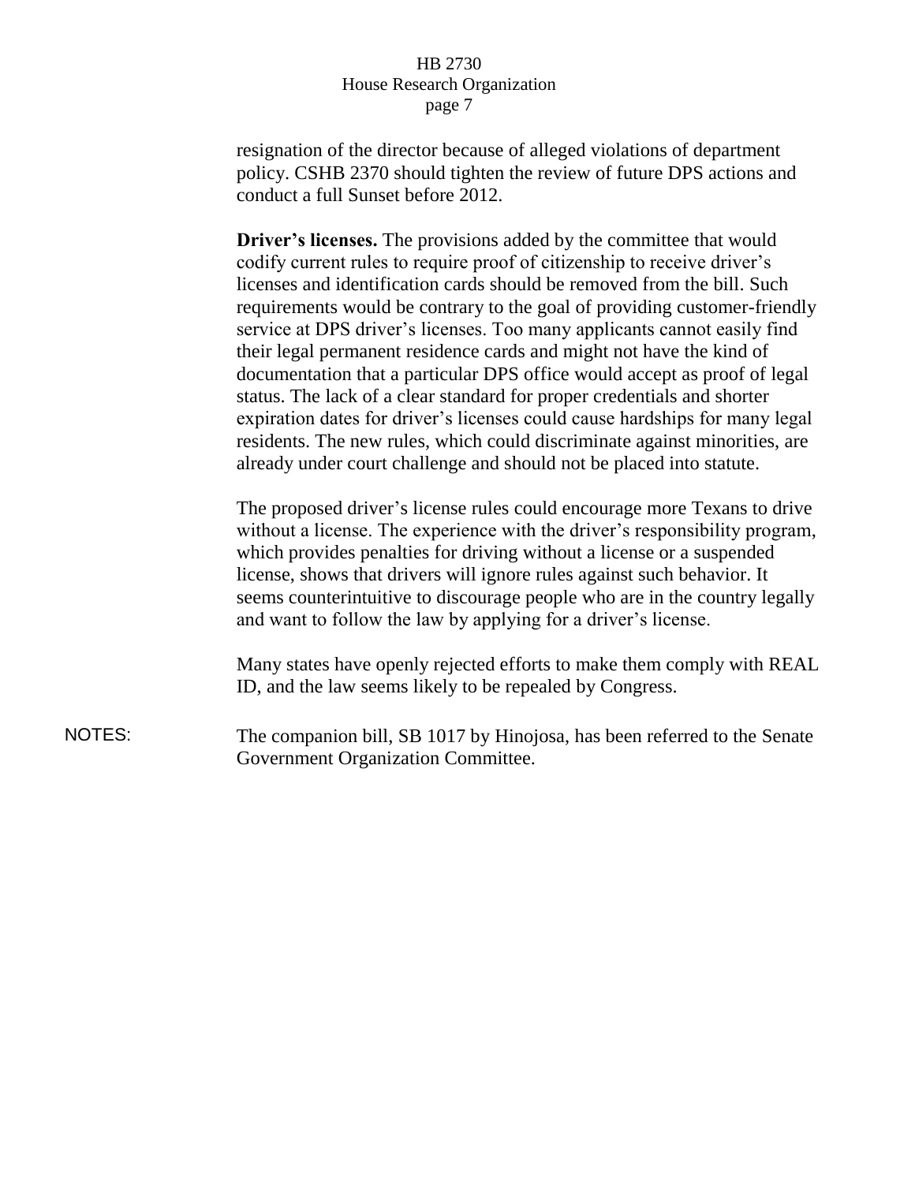resignation of the director because of alleged violations of department policy. CSHB 2370 should tighten the review of future DPS actions and conduct a full Sunset before 2012.

**Driver's licenses.** The provisions added by the committee that would codify current rules to require proof of citizenship to receive driver's licenses and identification cards should be removed from the bill. Such requirements would be contrary to the goal of providing customer-friendly service at DPS driver's licenses. Too many applicants cannot easily find their legal permanent residence cards and might not have the kind of documentation that a particular DPS office would accept as proof of legal status. The lack of a clear standard for proper credentials and shorter expiration dates for driver's licenses could cause hardships for many legal residents. The new rules, which could discriminate against minorities, are already under court challenge and should not be placed into statute.

The proposed driver's license rules could encourage more Texans to drive without a license. The experience with the driver's responsibility program, which provides penalties for driving without a license or a suspended license, shows that drivers will ignore rules against such behavior. It seems counterintuitive to discourage people who are in the country legally and want to follow the law by applying for a driver's license.

Many states have openly rejected efforts to make them comply with REAL ID, and the law seems likely to be repealed by Congress.

NOTES: The companion bill, SB 1017 by Hinojosa, has been referred to the Senate Government Organization Committee.